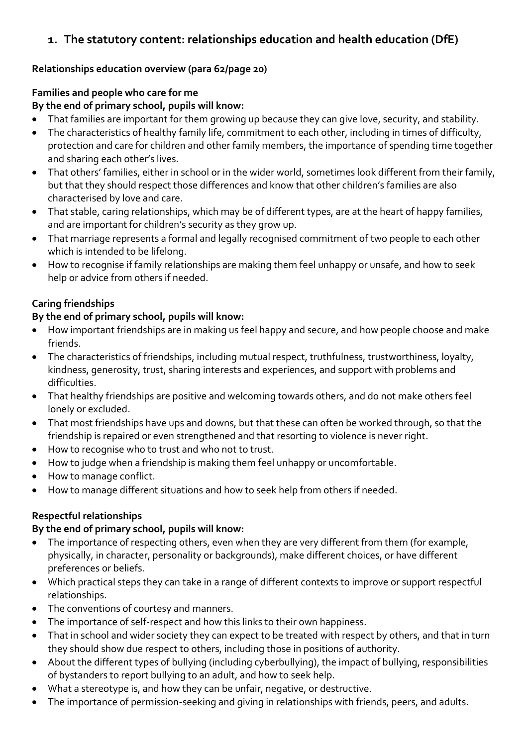# 1. The statutory content: relationships education and health education (DfE)

**Relationships education overview (para 62/page 20)**

**Families and people who care for me**
**By the end of primary school, pupils will know:**

- That families are important for them growing up because they can give love, security, and stability.
- The characteristics of healthy family life, commitment to each other, including in times of difficulty, protection and care for children and other family members, the importance of spending time together and sharing each other's lives.
- That others' families, either in school or in the wider world, sometimes look different from their family, but that they should respect those differences and know that other children's families are also characterised by love and care.
- That stable, caring relationships, which may be of different types, are at the heart of happy families, and are important for children's security as they grow up.
- That marriage represents a formal and legally recognised commitment of two people to each other which is intended to be lifelong.
- How to recognise if family relationships are making them feel unhappy or unsafe, and how to seek help or advice from others if needed.

**Caring friendships**
**By the end of primary school, pupils will know:**

- How important friendships are in making us feel happy and secure, and how people choose and make friends.
- The characteristics of friendships, including mutual respect, truthfulness, trustworthiness, loyalty, kindness, generosity, trust, sharing interests and experiences, and support with problems and difficulties.
- That healthy friendships are positive and welcoming towards others, and do not make others feel lonely or excluded.
- That most friendships have ups and downs, but that these can often be worked through, so that the friendship is repaired or even strengthened and that resorting to violence is never right.
- How to recognise who to trust and who not to trust.
- How to judge when a friendship is making them feel unhappy or uncomfortable.
- How to manage conflict.
- How to manage different situations and how to seek help from others if needed.

**Respectful relationships**
**By the end of primary school, pupils will know:**

- The importance of respecting others, even when they are very different from them (for example, physically, in character, personality or backgrounds), make different choices, or have different preferences or beliefs.
- Which practical steps they can take in a range of different contexts to improve or support respectful relationships.
- The conventions of courtesy and manners.
- The importance of self-respect and how this links to their own happiness.
- That in school and wider society they can expect to be treated with respect by others, and that in turn they should show due respect to others, including those in positions of authority.
- About the different types of bullying (including cyberbullying), the impact of bullying, responsibilities of bystanders to report bullying to an adult, and how to seek help.
- What a stereotype is, and how they can be unfair, negative, or destructive.
- The importance of permission-seeking and giving in relationships with friends, peers, and adults.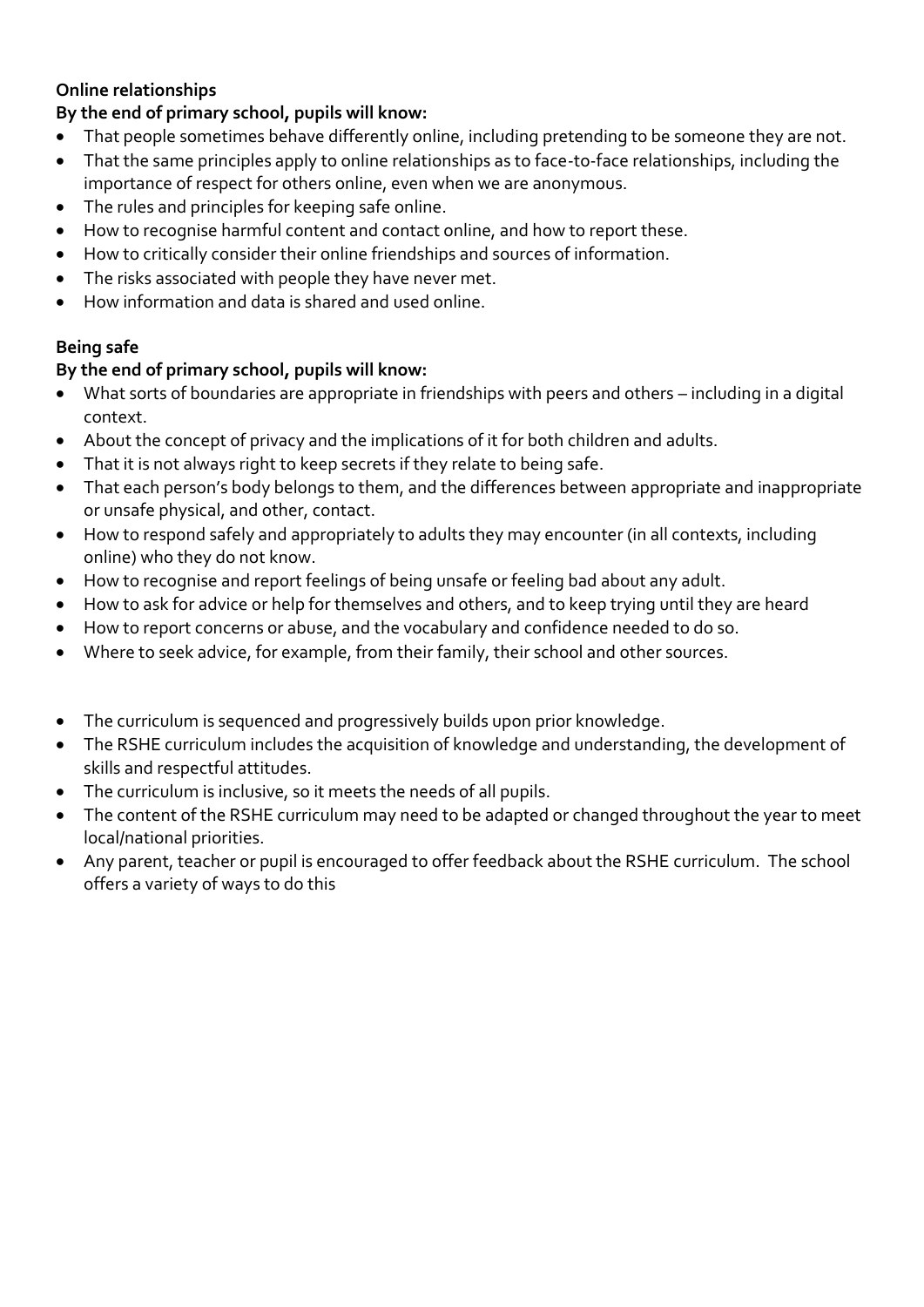**Online relationships**

**By the end of primary school, pupils will know:**

- That people sometimes behave differently online, including pretending to be someone they are not.
- That the same principles apply to online relationships as to face-to-face relationships, including the importance of respect for others online, even when we are anonymous.
- The rules and principles for keeping safe online.
- How to recognise harmful content and contact online, and how to report these.
- How to critically consider their online friendships and sources of information.
- The risks associated with people they have never met.
- How information and data is shared and used online.

**Being safe**

**By the end of primary school, pupils will know:**

- What sorts of boundaries are appropriate in friendships with peers and others – including in a digital context.
- About the concept of privacy and the implications of it for both children and adults.
- That it is not always right to keep secrets if they relate to being safe.
- That each person's body belongs to them, and the differences between appropriate and inappropriate or unsafe physical, and other, contact.
- How to respond safely and appropriately to adults they may encounter (in all contexts, including online) who they do not know.
- How to recognise and report feelings of being unsafe or feeling bad about any adult.
- How to ask for advice or help for themselves and others, and to keep trying until they are heard
- How to report concerns or abuse, and the vocabulary and confidence needed to do so.
- Where to seek advice, for example, from their family, their school and other sources.

- The curriculum is sequenced and progressively builds upon prior knowledge.
- The RSHE curriculum includes the acquisition of knowledge and understanding, the development of skills and respectful attitudes.
- The curriculum is inclusive, so it meets the needs of all pupils.
- The content of the RSHE curriculum may need to be adapted or changed throughout the year to meet local/national priorities.
- Any parent, teacher or pupil is encouraged to offer feedback about the RSHE curriculum. The school offers a variety of ways to do this